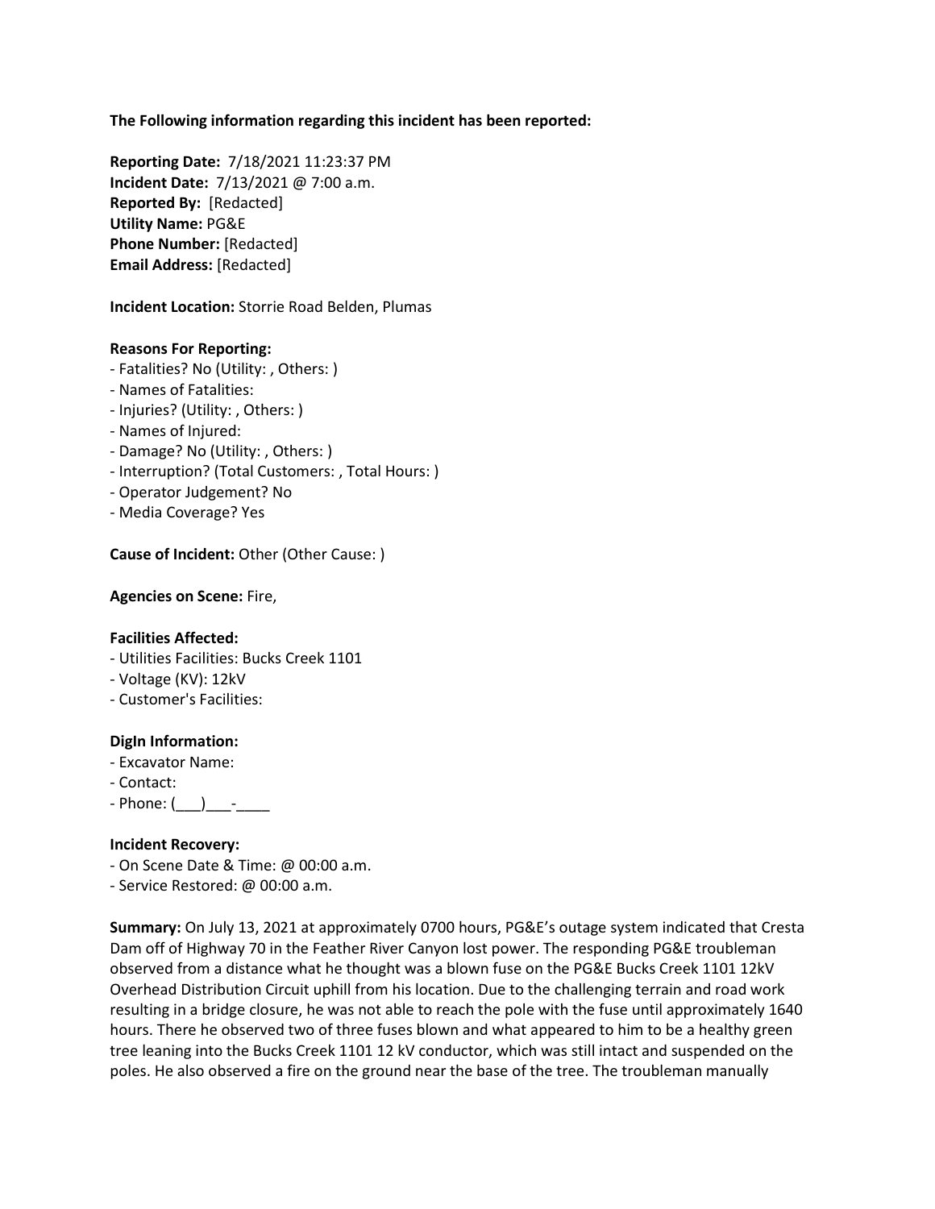**The Following information regarding this incident has been reported:**

**Reporting Date:** 7/18/2021 11:23:37 PM
**Incident Date:** 7/13/2021 @ 7:00 a.m.
**Reported By:** [Redacted]
**Utility Name:** PG&E
**Phone Number:** [Redacted]
**Email Address:** [Redacted]

**Incident Location:** Storrie Road Belden, Plumas

**Reasons For Reporting:**
- Fatalities? No (Utility: , Others: )
- Names of Fatalities:
- Injuries? (Utility: , Others: )
- Names of Injured:
- Damage? No (Utility: , Others: )
- Interruption? (Total Customers: , Total Hours: )
- Operator Judgement? No
- Media Coverage? Yes

**Cause of Incident:** Other (Other Cause: )

**Agencies on Scene:** Fire,

**Facilities Affected:**
- Utilities Facilities: Bucks Creek 1101
- Voltage (KV): 12kV
- Customer's Facilities:

**DigIn Information:**
- Excavator Name:
- Contact:
- Phone: (___)___-____

**Incident Recovery:**
- On Scene Date & Time: @ 00:00 a.m.
- Service Restored: @ 00:00 a.m.

**Summary:** On July 13, 2021 at approximately 0700 hours, PG&E's outage system indicated that Cresta Dam off of Highway 70 in the Feather River Canyon lost power. The responding PG&E troubleman observed from a distance what he thought was a blown fuse on the PG&E Bucks Creek 1101 12kV Overhead Distribution Circuit uphill from his location. Due to the challenging terrain and road work resulting in a bridge closure, he was not able to reach the pole with the fuse until approximately 1640 hours. There he observed two of three fuses blown and what appeared to him to be a healthy green tree leaning into the Bucks Creek 1101 12 kV conductor, which was still intact and suspended on the poles. He also observed a fire on the ground near the base of the tree. The troubleman manually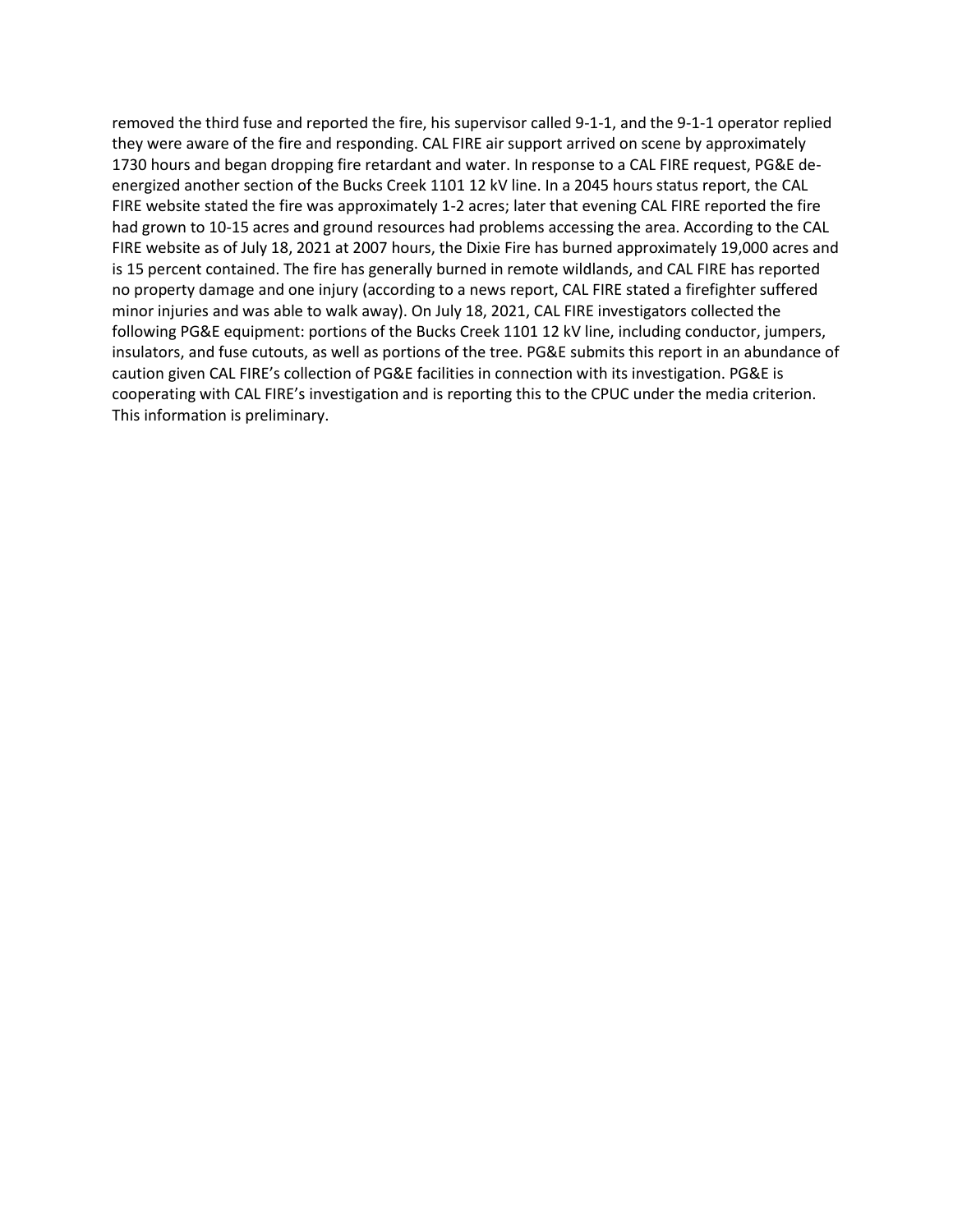removed the third fuse and reported the fire, his supervisor called 9-1-1, and the 9-1-1 operator replied they were aware of the fire and responding. CAL FIRE air support arrived on scene by approximately 1730 hours and began dropping fire retardant and water. In response to a CAL FIRE request, PG&E de-energized another section of the Bucks Creek 1101 12 kV line. In a 2045 hours status report, the CAL FIRE website stated the fire was approximately 1-2 acres; later that evening CAL FIRE reported the fire had grown to 10-15 acres and ground resources had problems accessing the area. According to the CAL FIRE website as of July 18, 2021 at 2007 hours, the Dixie Fire has burned approximately 19,000 acres and is 15 percent contained. The fire has generally burned in remote wildlands, and CAL FIRE has reported no property damage and one injury (according to a news report, CAL FIRE stated a firefighter suffered minor injuries and was able to walk away). On July 18, 2021, CAL FIRE investigators collected the following PG&E equipment: portions of the Bucks Creek 1101 12 kV line, including conductor, jumpers, insulators, and fuse cutouts, as well as portions of the tree. PG&E submits this report in an abundance of caution given CAL FIRE's collection of PG&E facilities in connection with its investigation. PG&E is cooperating with CAL FIRE's investigation and is reporting this to the CPUC under the media criterion. This information is preliminary.